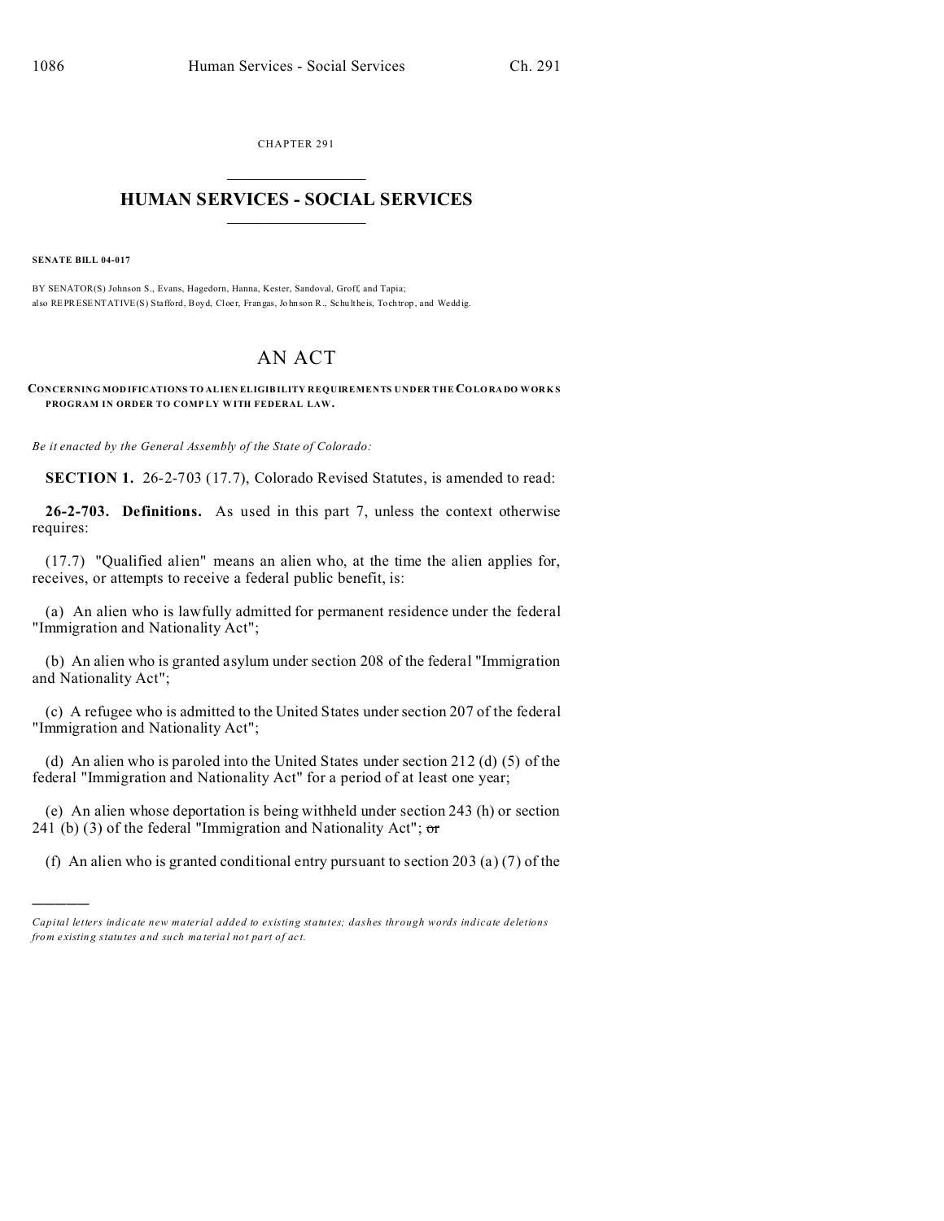CHAPTER 291

# HUMAN SERVICES - SOCIAL SERVICES

**SENATE BILL 04-017**

BY SENATOR(S) Johnson S., Evans, Hagedorn, Hanna, Kester, Sandoval, Groff, and Tapia;
also REPRESENTATIVE(S) Stafford, Boyd, Cloer, Frangas, Johnson R., Schultheis, Tochtrop, and Weddig.

## AN ACT

**CONCERNING MODIFICATIONS TO ALIEN ELIGIBILITY REQUIREMENTS UNDER THE COLORADO WORKS PROGRAM IN ORDER TO COMPLY WITH FEDERAL LAW.**

*Be it enacted by the General Assembly of the State of Colorado:*

**SECTION 1.** 26-2-703 (17.7), Colorado Revised Statutes, is amended to read:

**26-2-703. Definitions.** As used in this part 7, unless the context otherwise requires:

(17.7) "Qualified alien" means an alien who, at the time the alien applies for, receives, or attempts to receive a federal public benefit, is:

(a) An alien who is lawfully admitted for permanent residence under the federal "Immigration and Nationality Act";

(b) An alien who is granted asylum under section 208 of the federal "Immigration and Nationality Act";

(c) A refugee who is admitted to the United States under section 207 of the federal "Immigration and Nationality Act";

(d) An alien who is paroled into the United States under section 212 (d) (5) of the federal "Immigration and Nationality Act" for a period of at least one year;

(e) An alien whose deportation is being withheld under section 243 (h) or section 241 (b) (3) of the federal "Immigration and Nationality Act"; ~~or~~

(f) An alien who is granted conditional entry pursuant to section 203 (a) (7) of the

---

*Capital letters indicate new material added to existing statutes; dashes through words indicate deletions from existing statutes and such material not part of act.*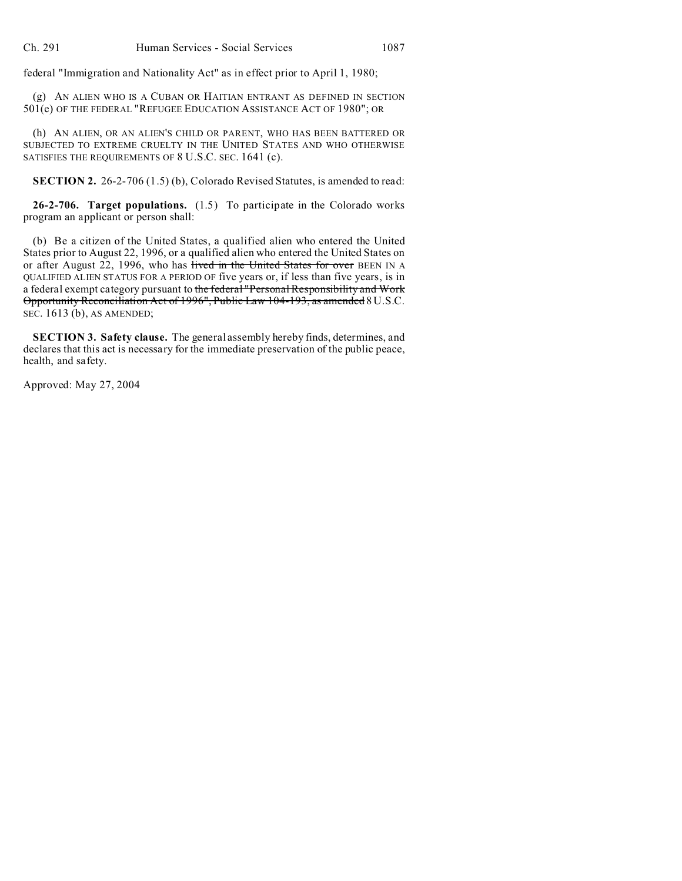federal "Immigration and Nationality Act" as in effect prior to April 1, 1980;

(g) AN ALIEN WHO IS A CUBAN OR HAITIAN ENTRANT AS DEFINED IN SECTION 501(e) OF THE FEDERAL "REFUGEE EDUCATION ASSISTANCE ACT OF 1980"; OR

(h) AN ALIEN, OR AN ALIEN'S CHILD OR PARENT, WHO HAS BEEN BATTERED OR SUBJECTED TO EXTREME CRUELTY IN THE UNITED STATES AND WHO OTHERWISE SATISFIES THE REQUIREMENTS OF 8 U.S.C. SEC. 1641 (c).

**SECTION 2.** 26-2-706 (1.5) (b), Colorado Revised Statutes, is amended to read:

**26-2-706. Target populations.** (1.5) To participate in the Colorado works program an applicant or person shall:

(b) Be a citizen of the United States, a qualified alien who entered the United States prior to August 22, 1996, or a qualified alien who entered the United States on or after August 22, 1996, who has ~~lived in the United States for over~~ BEEN IN A QUALIFIED ALIEN STATUS FOR A PERIOD OF five years or, if less than five years, is in a federal exempt category pursuant to ~~the federal "Personal Responsibility and Work Opportunity Reconciliation Act of 1996", Public Law 104-193, as amended~~ 8 U.S.C. SEC. 1613 (b), AS AMENDED;

**SECTION 3. Safety clause.** The general assembly hereby finds, determines, and declares that this act is necessary for the immediate preservation of the public peace, health, and safety.

Approved: May 27, 2004